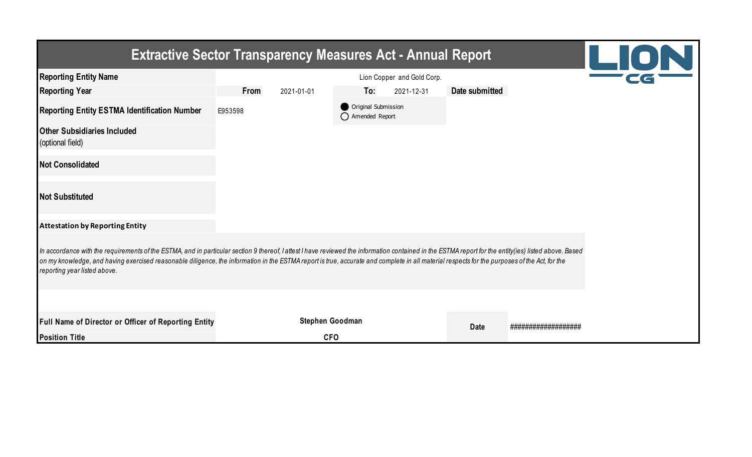# Extractive Sector Transparency Measures Act - Annual Report

| | | | | | |
|---|---|---|---|---|---|
| **Reporting Entity Name** | Lion Copper and Gold Corp. | | | | |
| **Reporting Year** | **From** 2021-01-01 | **To:** 2021-12-31 | **Date submitted** | | |
| **Reporting Entity ESTMA Identification Number** | E953598 | ● Original Submission<br>○ Amended Report | | | |
| **Other Subsidiaries Included** (optional field) | | | | | |
| **Not Consolidated** | | | | | |
| **Not Substituted** | | | | | |

**Attestation by Reporting Entity**

*In accordance with the requirements of the ESTMA, and in particular section 9 thereof, I attest I have reviewed the information contained in the ESTMA report for the entity(ies) listed above. Based on my knowledge, and having exercised reasonable diligence, the information in the ESTMA report is true, accurate and complete in all material respects for the purposes of the Act, for the reporting year listed above.*

| | | | |
|---|---|---|---|
| **Full Name of Director or Officer of Reporting Entity** | **Stephen Goodman** | **Date** | ################## |
| **Position Title** | **CFO** | | |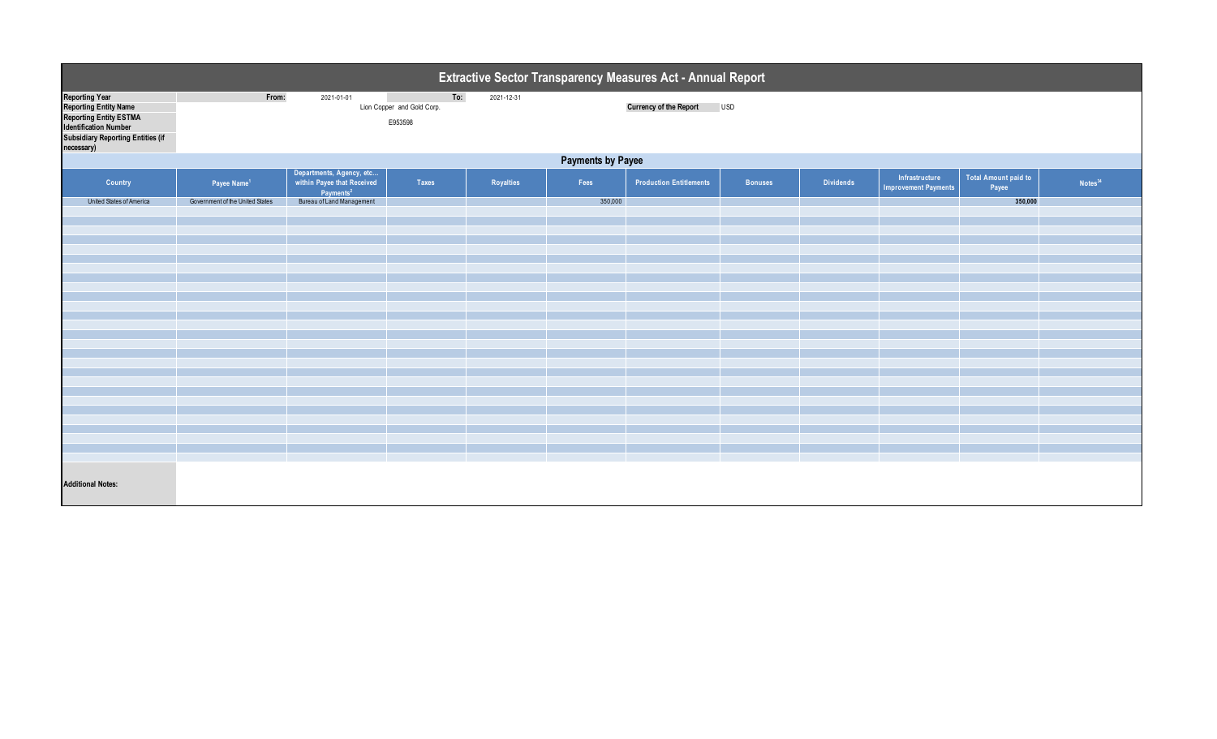# Extractive Sector Transparency Measures Act - Annual Report

| | | | |
|---|---|---|---|
| **Reporting Year** | From: 2021-01-01 | To: 2021-12-31 | |
| **Reporting Entity Name** | Lion Copper and Gold Corp. | **Currency of the Report** | USD |
| **Reporting Entity ESTMA Identification Number** | E953598 | | |
| **Subsidiary Reporting Entities (if necessary)** | | | |

## Payments by Payee

| Country | Payee Name[1] | Departments, Agency, etc... within Payee that Received Payments[2] | Taxes | Royalties | Fees | Production Entitlements | Bonuses | Dividends | Infrastructure Improvement Payments | Total Amount paid to Payee | Notes[34] |
|---|---|---|---|---|---|---|---|---|---|---|---|
| United States of America | Government of the United States | Bureau of Land Management | | | 350,000 | | | | | **350,000** | |

**Additional Notes:**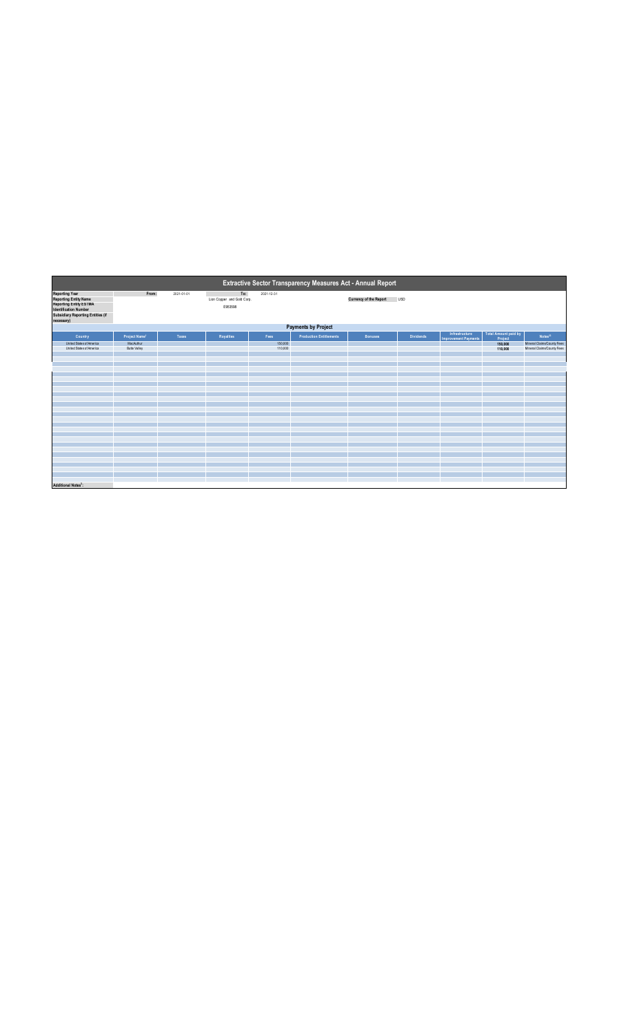# Extractive Sector Transparency Measures Act - Annual Report

| | | | | | |
|---|---|---|---|---|---|
| **Reporting Year** | **From:** | 2021-01-01 | **To:** | 2021-12-31 | |
| **Reporting Entity Name** | | | Lion Copper and Gold Corp. | | **Currency of the Report** USD |
| **Reporting Entity ESTMA Identification Number** | | | E950598 | | |
| **Subsidiary Reporting Entities (if necessary)** | | | | | |

## Payments by Project

| Country | Project Name[1] | Taxes | Royalties | Fees | Production Entitlements | Bonuses | Dividends | Infrastructure Improvement Payments | Total Amount paid by Project | Notes[23] |
|---|---|---|---|---|---|---|---|---|---|---|
| United States of America | MacArthur | | | 150,000 | | | | | 150,000 | Mineral Claims/County Fees |
| United States of America | Butte Valley | | | 110,000 | | | | | 110,000 | Mineral Claims/County Fees |

**Additional Notes[3]:**